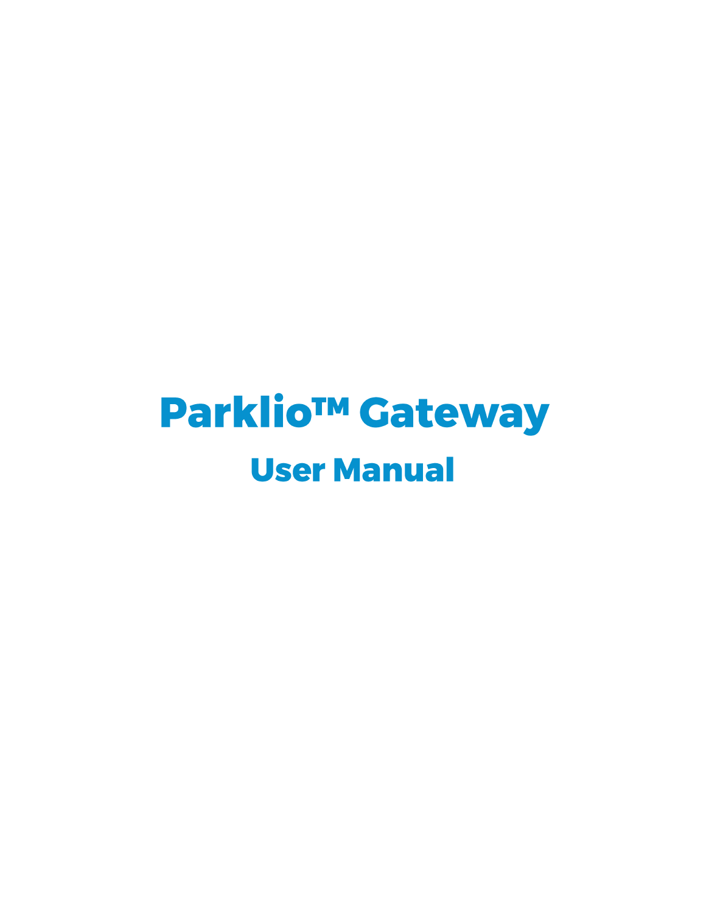# Parklio™ Gateway

## User Manual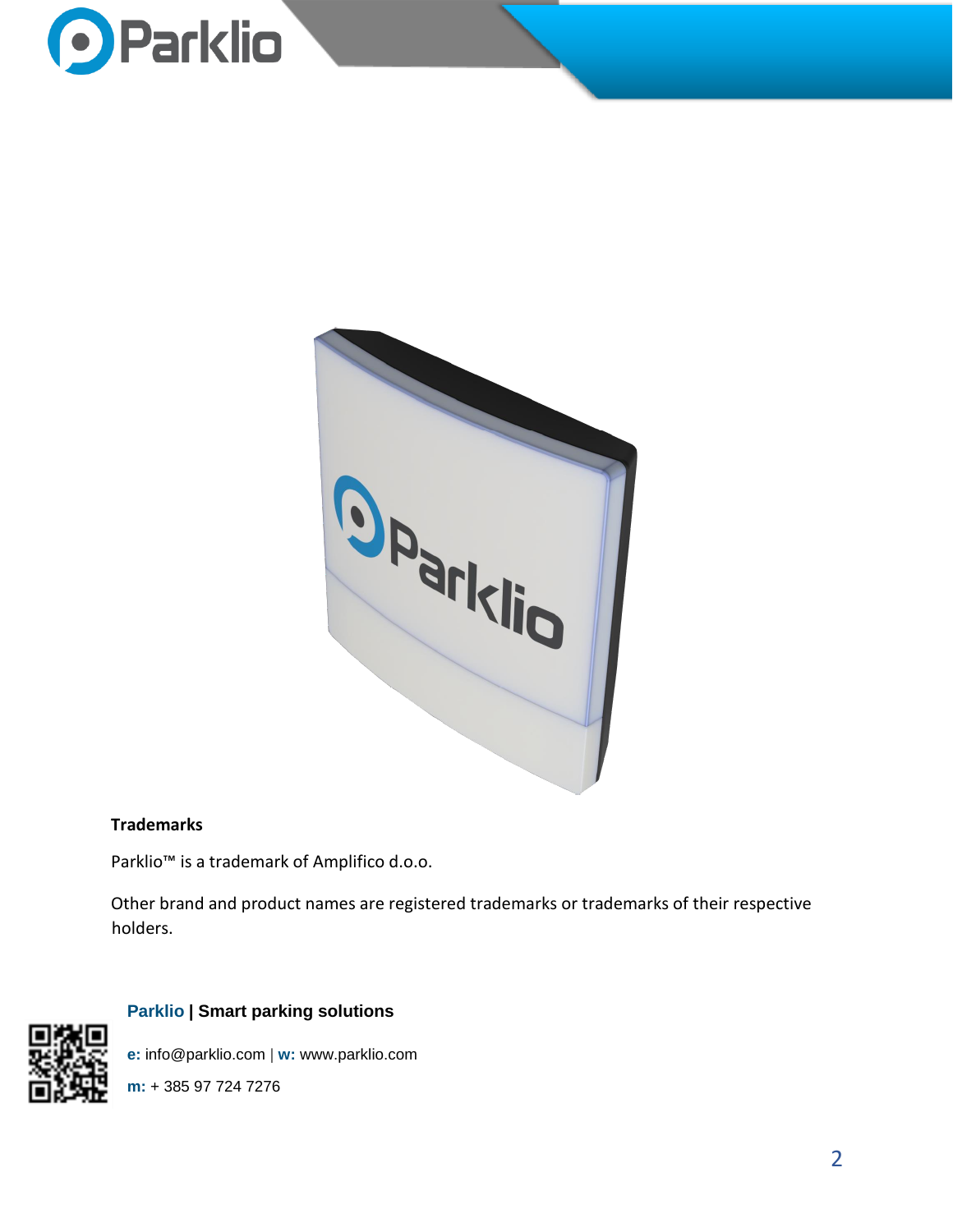**Trademarks**

Parklio™ is a trademark of Amplifico d.o.o.

Other brand and product names are registered trademarks or trademarks of their respective holders.

**Parklio | Smart parking solutions**

**e:** info@parklio.com | **w:** www.parklio.com

**m:** + 385 97 724 7276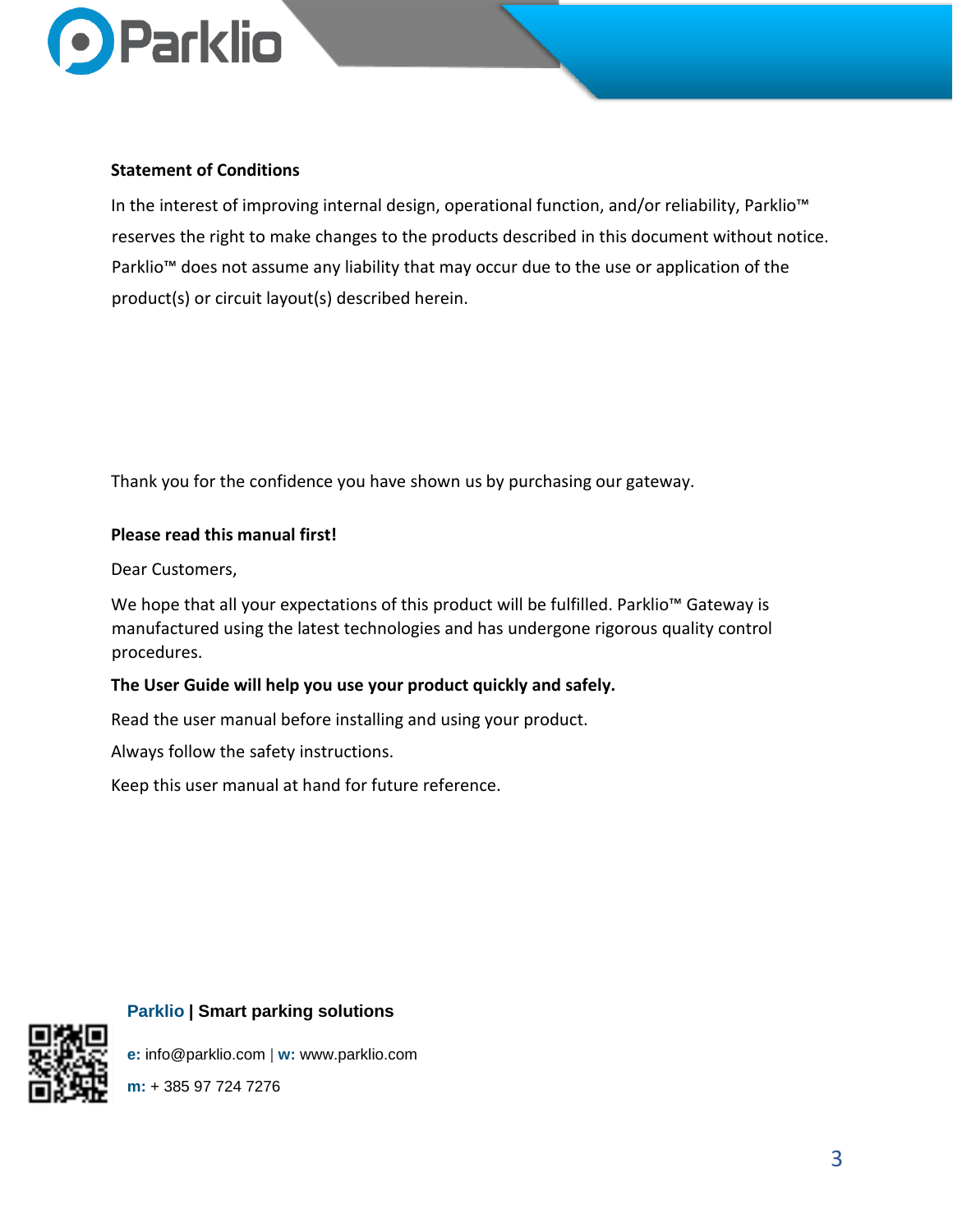**Statement of Conditions**

In the interest of improving internal design, operational function, and/or reliability, Parklio™ reserves the right to make changes to the products described in this document without notice. Parklio™ does not assume any liability that may occur due to the use or application of the product(s) or circuit layout(s) described herein.

Thank you for the confidence you have shown us by purchasing our gateway.

**Please read this manual first!**

Dear Customers,

We hope that all your expectations of this product will be fulfilled. Parklio™ Gateway is manufactured using the latest technologies and has undergone rigorous quality control procedures.

**The User Guide will help you use your product quickly and safely.**

Read the user manual before installing and using your product.

Always follow the safety instructions.

Keep this user manual at hand for future reference.

**Parklio | Smart parking solutions**

**e:** info@parklio.com | **w:** www.parklio.com

**m:** + 385 97 724 7276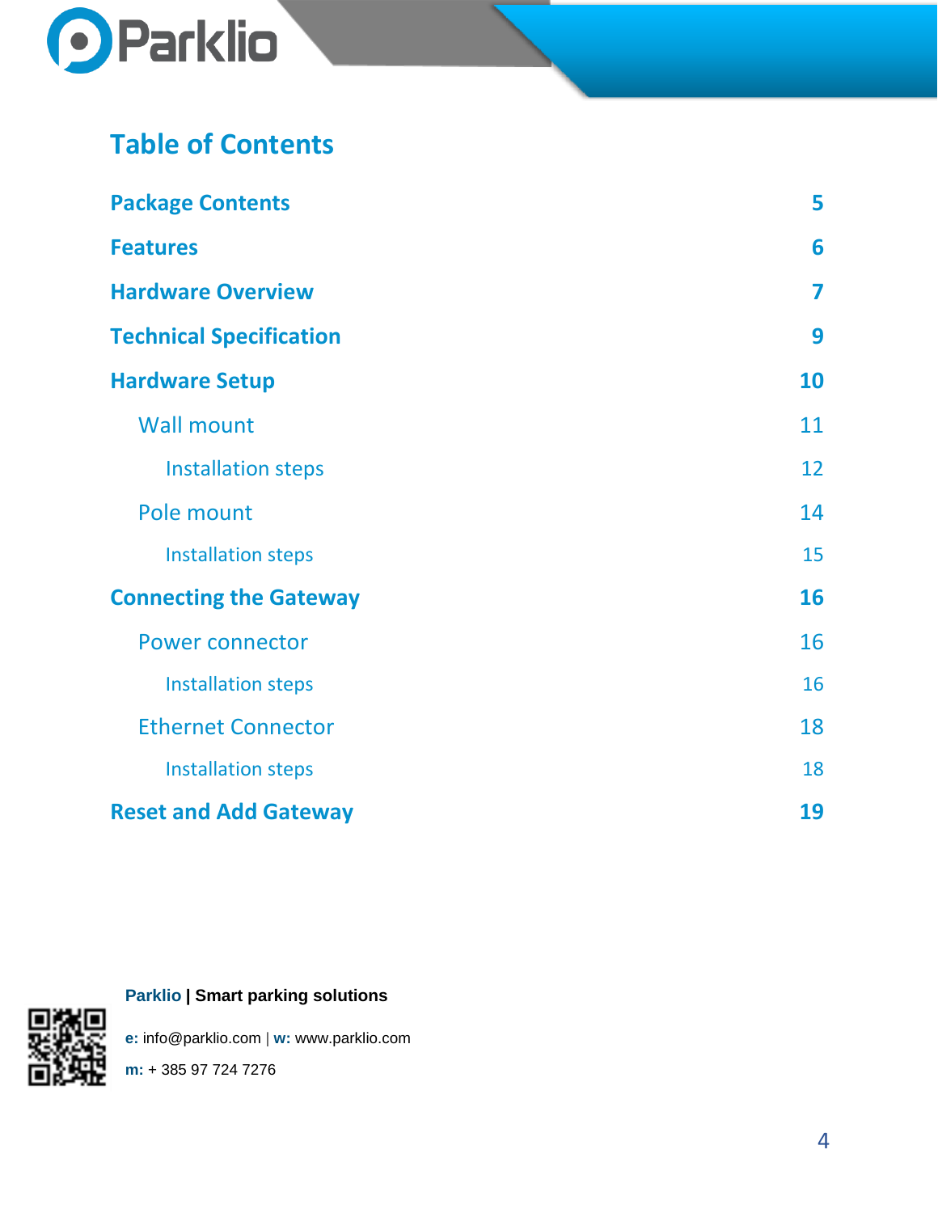# Table of Contents

| | |
|---|---|
| **Package Contents** | **5** |
| **Features** | **6** |
| **Hardware Overview** | **7** |
| **Technical Specification** | **9** |
| **Hardware Setup** | **10** |
| Wall mount | 11 |
| Installation steps | 12 |
| Pole mount | 14 |
| Installation steps | 15 |
| **Connecting the Gateway** | **16** |
| Power connector | 16 |
| Installation steps | 16 |
| Ethernet Connector | 18 |
| Installation steps | 18 |
| **Reset and Add Gateway** | **19** |

**Parklio | Smart parking solutions**

**e:** info@parklio.com | **w:** www.parklio.com

**m:** + 385 97 724 7276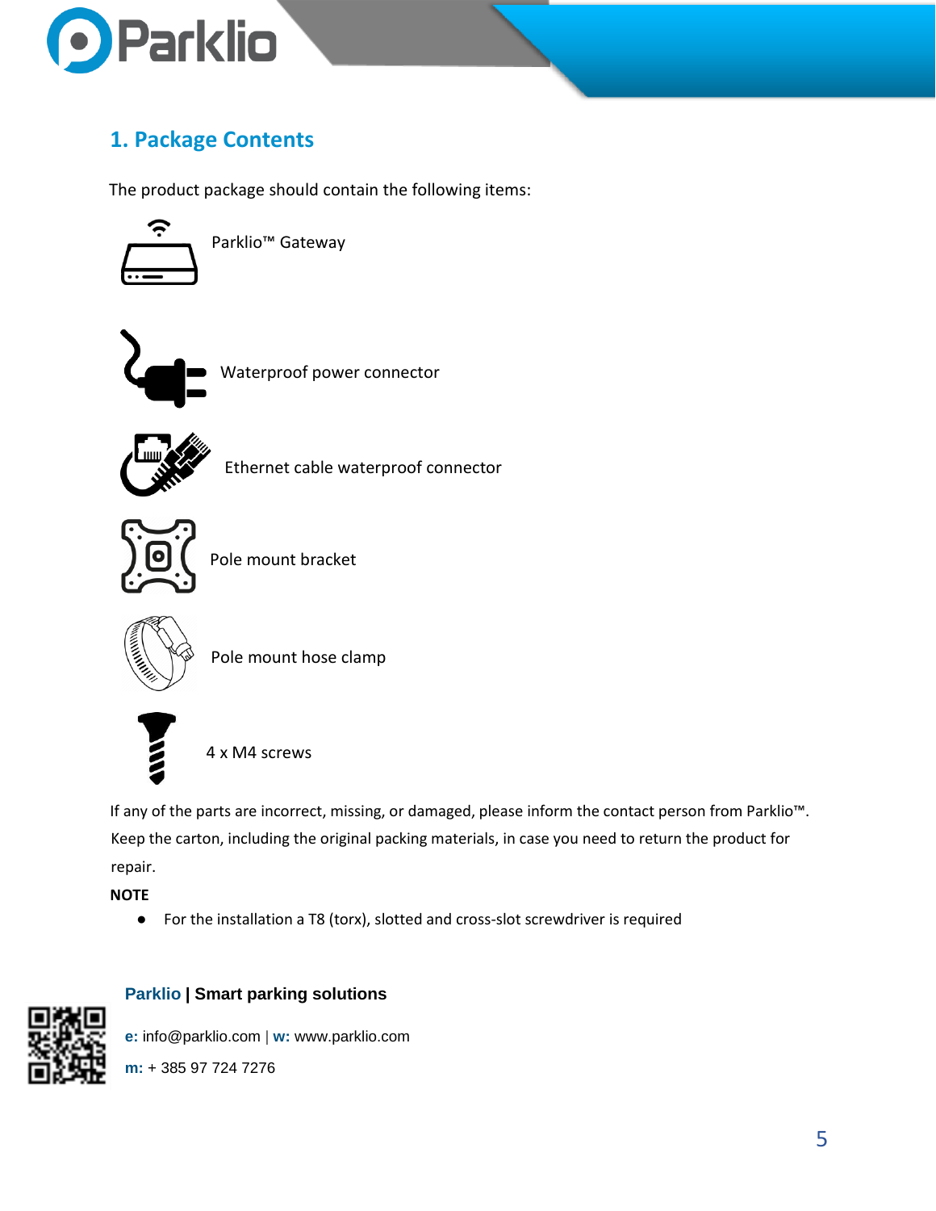## 1. Package Contents

The product package should contain the following items:

- Parklio™ Gateway
- Waterproof power connector
- Ethernet cable waterproof connector
- Pole mount bracket
- Pole mount hose clamp
- 4 x M4 screws

If any of the parts are incorrect, missing, or damaged, please inform the contact person from Parklio™. Keep the carton, including the original packing materials, in case you need to return the product for repair.

**NOTE**

- For the installation a T8 (torx), slotted and cross-slot screwdriver is required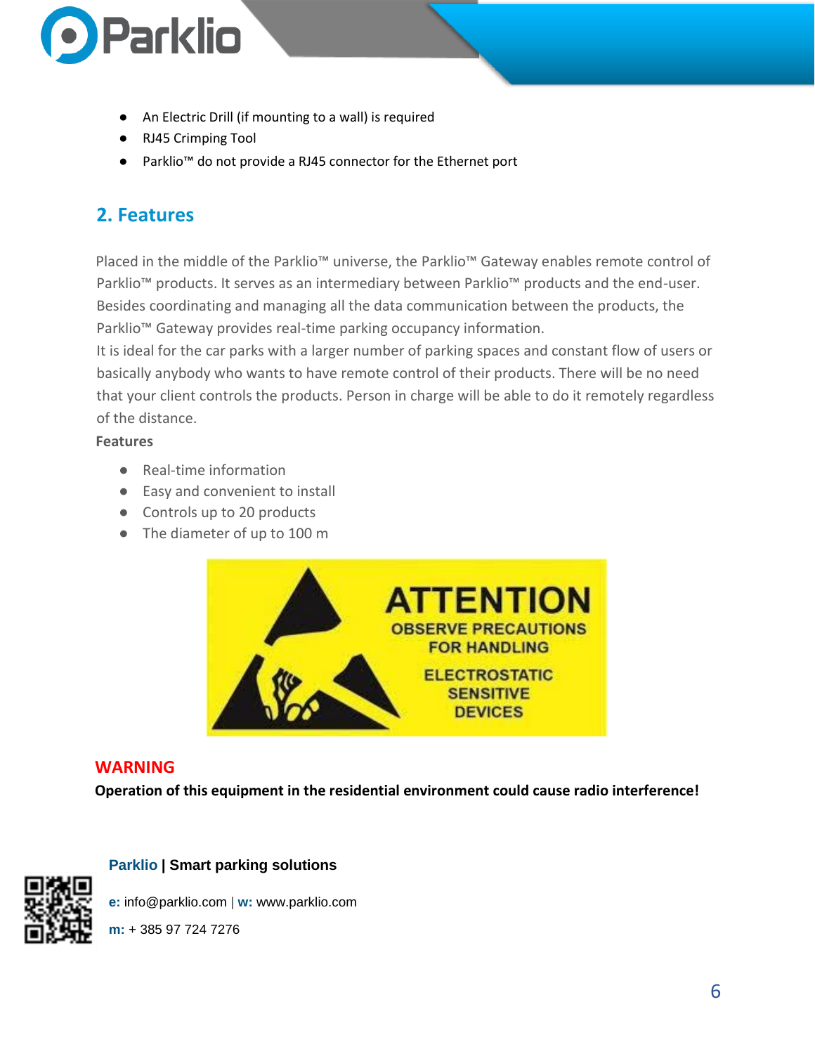- An Electric Drill (if mounting to a wall) is required
- RJ45 Crimping Tool
- Parklio™ do not provide a RJ45 connector for the Ethernet port

## 2. Features

Placed in the middle of the Parklio™ universe, the Parklio™ Gateway enables remote control of Parklio™ products. It serves as an intermediary between Parklio™ products and the end-user. Besides coordinating and managing all the data communication between the products, the Parklio™ Gateway provides real-time parking occupancy information.
It is ideal for the car parks with a larger number of parking spaces and constant flow of users or basically anybody who wants to have remote control of their products. There will be no need that your client controls the products. Person in charge will be able to do it remotely regardless of the distance.

**Features**

- Real-time information
- Easy and convenient to install
- Controls up to 20 products
- The diameter of up to 100 m

**ATTENTION**
OBSERVE PRECAUTIONS FOR HANDLING
ELECTROSTATIC SENSITIVE DEVICES

**WARNING**

**Operation of this equipment in the residential environment could cause radio interference!**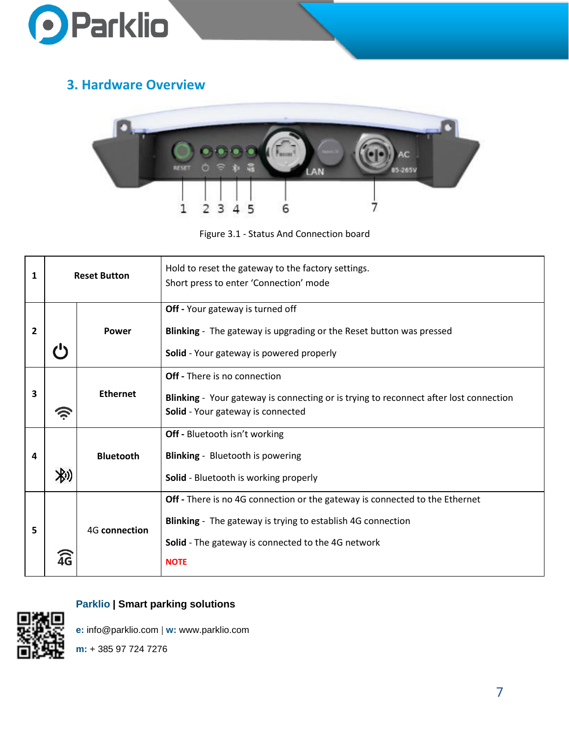## 3. Hardware Overview

Figure 3.1 - Status And Connection board

| | | | |
|---|---|---|---|
| 1 | Reset Button | | Hold to reset the gateway to the factory settings.<br>Short press to enter 'Connection' mode |
| 2 | ⏻ | Power | **Off -** Your gateway is turned off<br>**Blinking** - The gateway is upgrading or the Reset button was pressed<br>**Solid** - Your gateway is powered properly |
| 3 | | Ethernet | **Off -** There is no connection<br>**Blinking** - Your gateway is connecting or is trying to reconnect after lost connection<br>**Solid** - Your gateway is connected |
| 4 | | Bluetooth | **Off -** Bluetooth isn't working<br>**Blinking** - Bluetooth is powering<br>**Solid** - Bluetooth is working properly |
| 5 | 4G | 4G **connection** | **Off -** There is no 4G connection or the gateway is connected to the Ethernet<br>**Blinking** - The gateway is trying to establish 4G connection<br>**Solid** - The gateway is connected to the 4G network<br>**NOTE** |

**Parklio | Smart parking solutions**

**e:** info@parklio.com | **w:** www.parklio.com

**m:** + 385 97 724 7276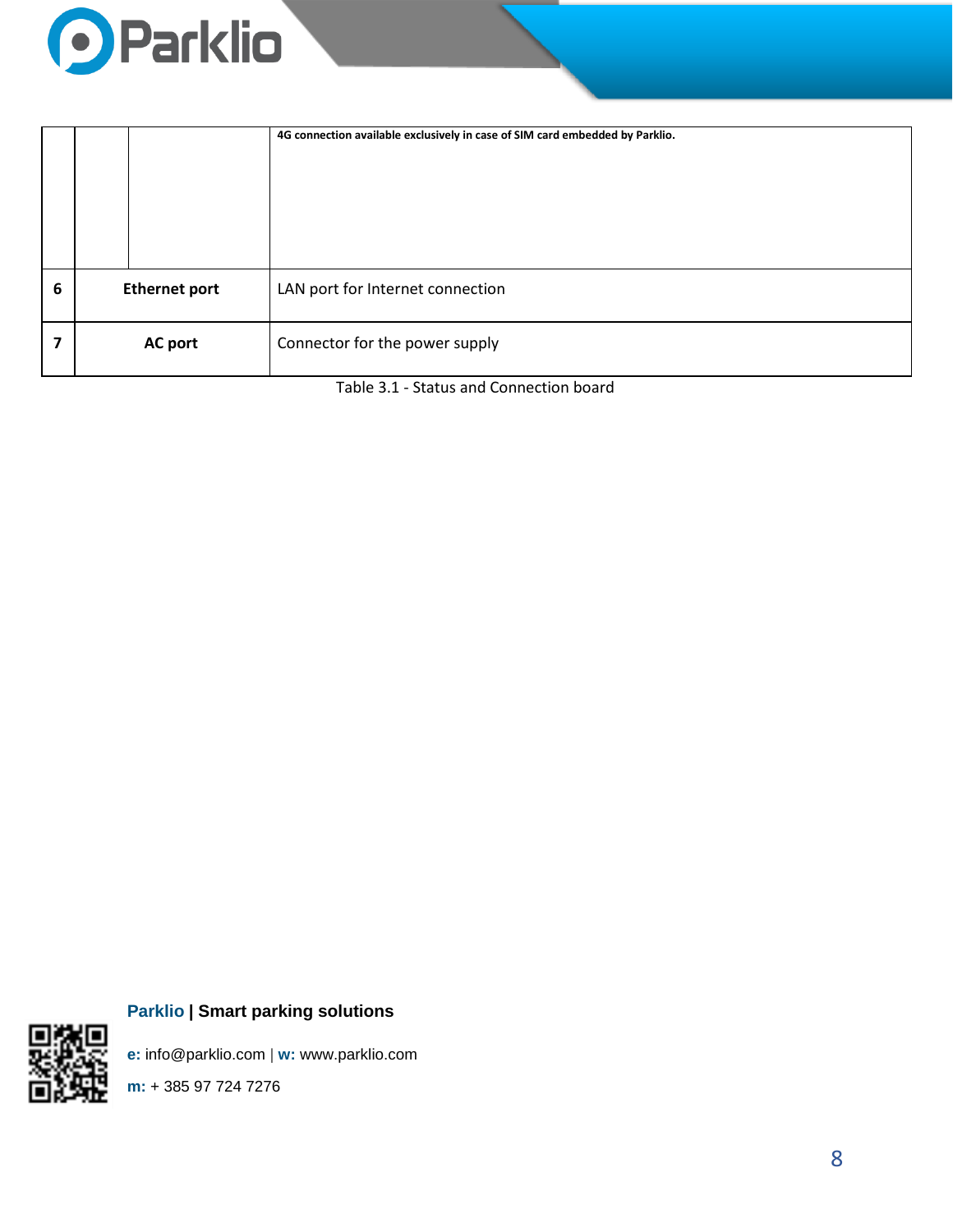| | | | |
|---|---|---|---|
| | | | **4G connection available exclusively in case of SIM card embedded by Parklio.** |
| **6** | **Ethernet port** | | LAN port for Internet connection |
| **7** | **AC port** | | Connector for the power supply |

Table 3.1 - Status and Connection board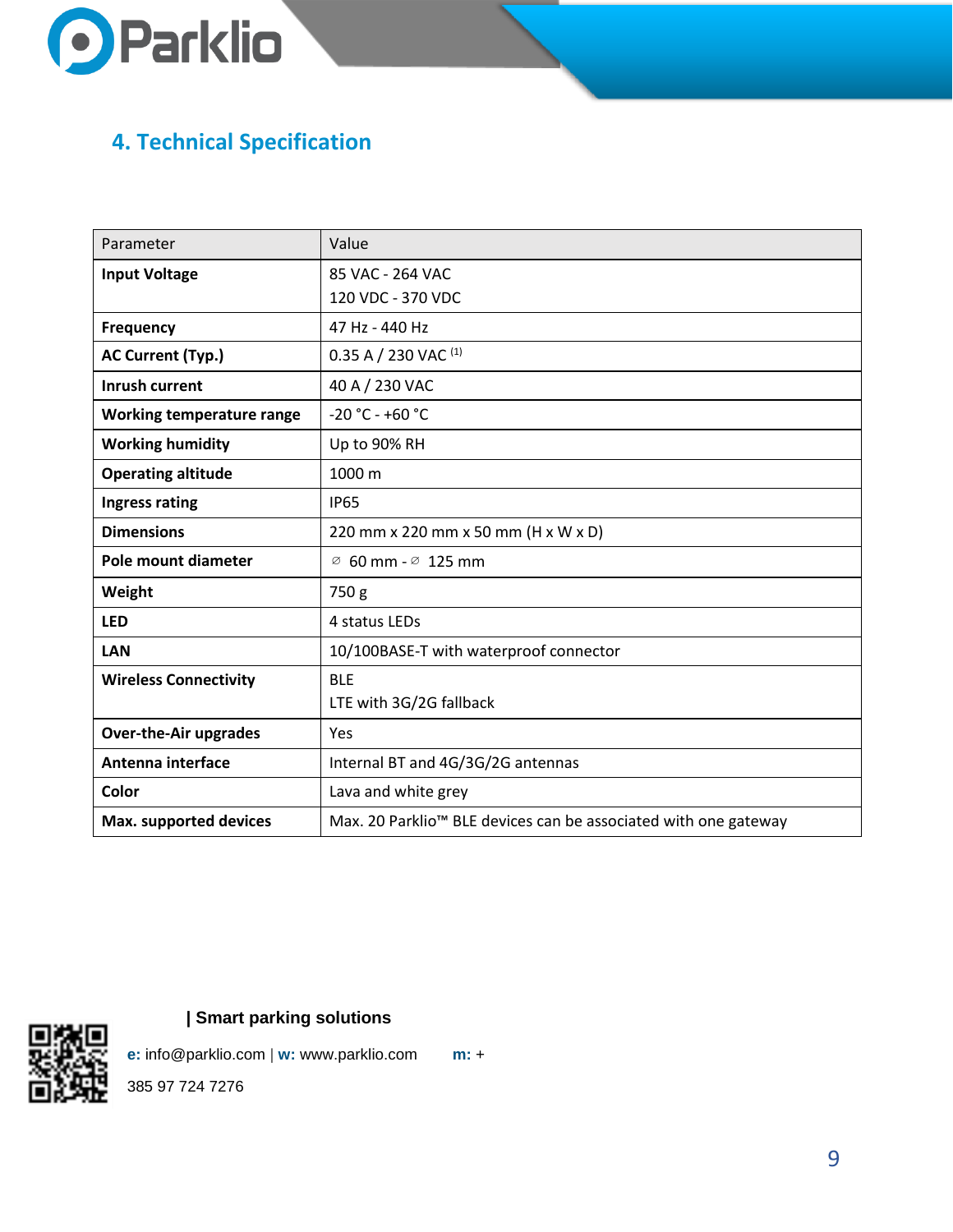## 4. Technical Specification

| Parameter | Value |
|---|---|
| **Input Voltage** | 85 VAC - 264 VAC<br>120 VDC - 370 VDC |
| **Frequency** | 47 Hz - 440 Hz |
| **AC Current (Typ.)** | 0.35 A / 230 VAC (1) |
| **Inrush current** | 40 A / 230 VAC |
| **Working temperature range** | -20 °C - +60 °C |
| **Working humidity** | Up to 90% RH |
| **Operating altitude** | 1000 m |
| **Ingress rating** | IP65 |
| **Dimensions** | 220 mm x 220 mm x 50 mm (H x W x D) |
| **Pole mount diameter** | ⌀ 60 mm - ⌀ 125 mm |
| **Weight** | 750 g |
| **LED** | 4 status LEDs |
| **LAN** | 10/100BASE-T with waterproof connector |
| **Wireless Connectivity** | BLE<br>LTE with 3G/2G fallback |
| **Over-the-Air upgrades** | Yes |
| **Antenna interface** | Internal BT and 4G/3G/2G antennas |
| **Color** | Lava and white grey |
| **Max. supported devices** | Max. 20 Parklio™ BLE devices can be associated with one gateway |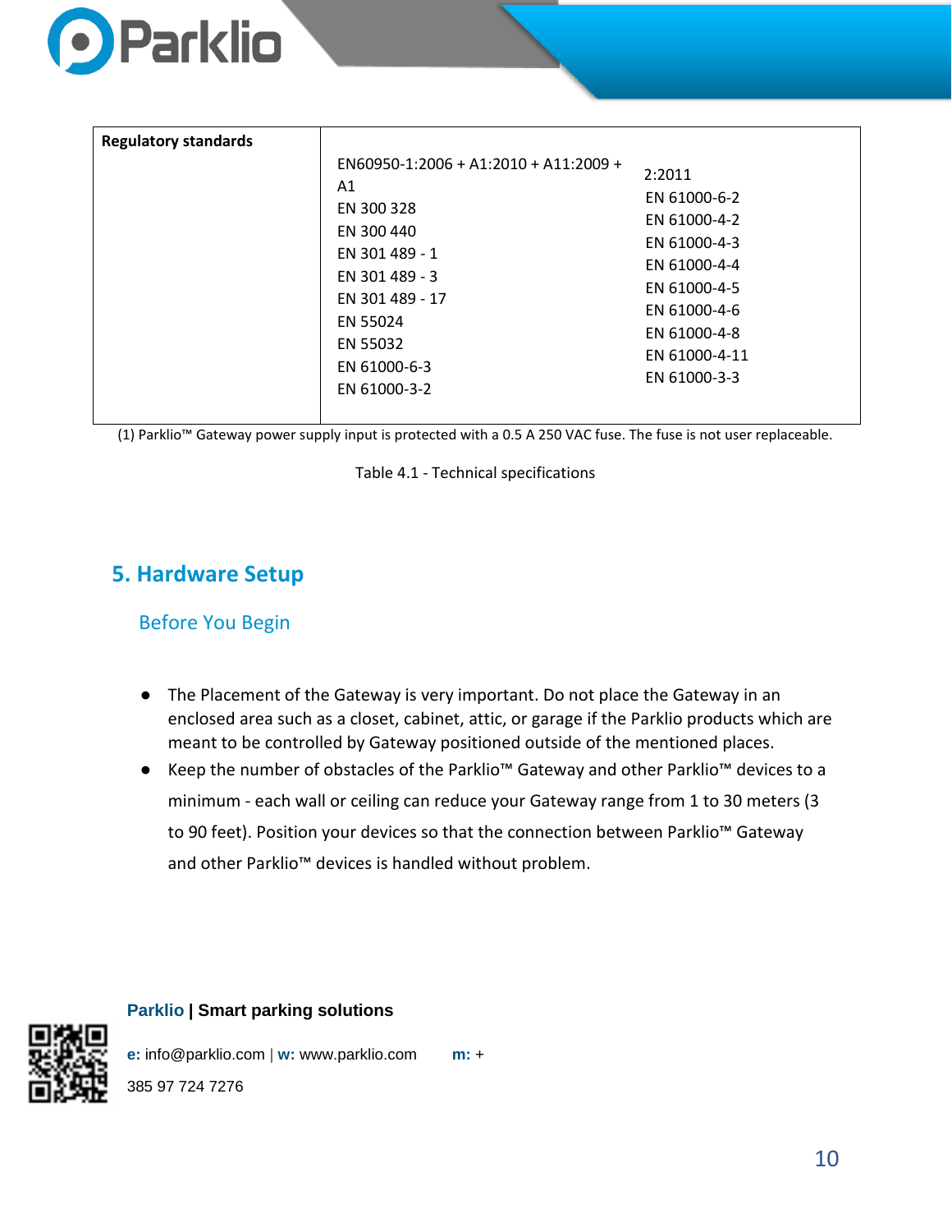| Regulatory standards | EN60950-1:2006 + A1:2010 + A11:2009 + A1<br>EN 300 328<br>EN 300 440<br>EN 301 489 - 1<br>EN 301 489 - 3<br>EN 301 489 - 17<br>EN 55024<br>EN 55032<br>EN 61000-6-3<br>EN 61000-3-2 | 2:2011<br>EN 61000-6-2<br>EN 61000-4-2<br>EN 61000-4-3<br>EN 61000-4-4<br>EN 61000-4-5<br>EN 61000-4-6<br>EN 61000-4-8<br>EN 61000-4-11<br>EN 61000-3-3 |
|---|---|---|

(1) Parklio™ Gateway power supply input is protected with a 0.5 A 250 VAC fuse. The fuse is not user replaceable.

Table 4.1 - Technical specifications

# 5. Hardware Setup

## Before You Begin

- The Placement of the Gateway is very important. Do not place the Gateway in an enclosed area such as a closet, cabinet, attic, or garage if the Parklio products which are meant to be controlled by Gateway positioned outside of the mentioned places.
- Keep the number of obstacles of the Parklio™ Gateway and other Parklio™ devices to a minimum - each wall or ceiling can reduce your Gateway range from 1 to 30 meters (3 to 90 feet). Position your devices so that the connection between Parklio™ Gateway and other Parklio™ devices is handled without problem.

**Parklio | Smart parking solutions**

**e:** info@parklio.com | **w:** www.parklio.com **m:** +385 97 724 7276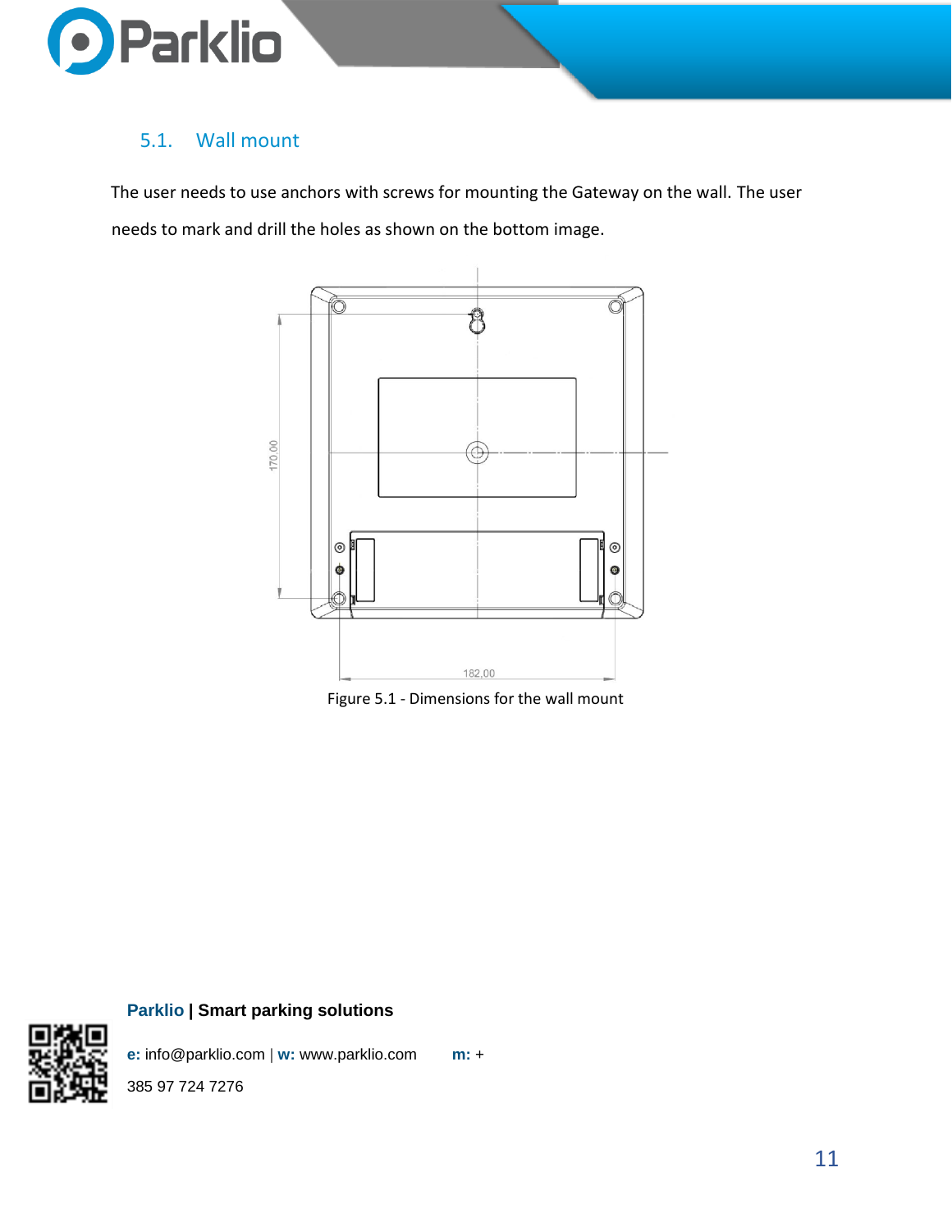## 5.1. Wall mount

The user needs to use anchors with screws for mounting the Gateway on the wall. The user needs to mark and drill the holes as shown on the bottom image.

Figure 5.1 - Dimensions for the wall mount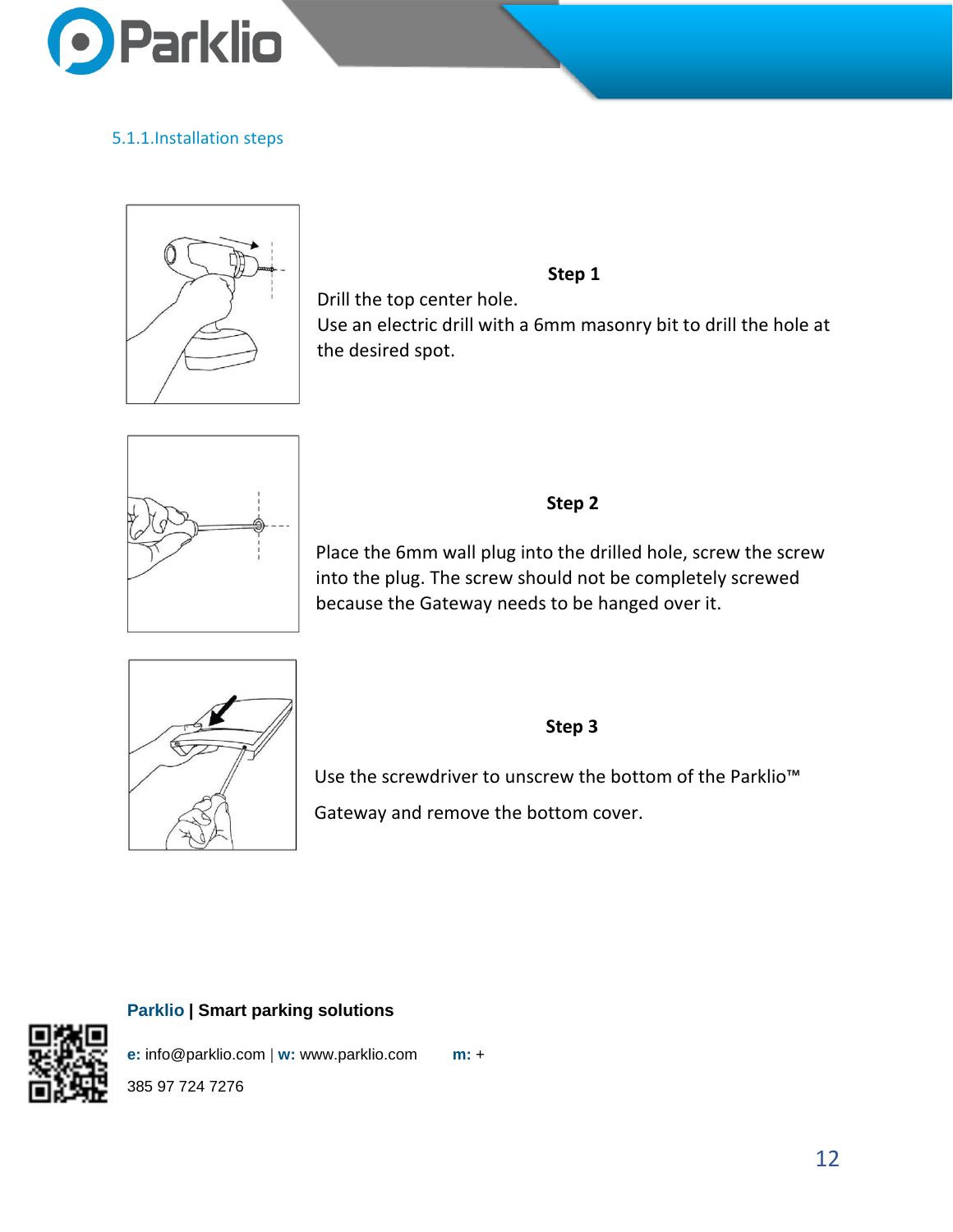### 5.1.1. Installation steps

**Step 1**

Drill the top center hole.
Use an electric drill with a 6mm masonry bit to drill the hole at the desired spot.

**Step 2**

Place the 6mm wall plug into the drilled hole, screw the screw into the plug. The screw should not be completely screwed because the Gateway needs to be hanged over it.

**Step 3**

Use the screwdriver to unscrew the bottom of the Parklio™ Gateway and remove the bottom cover.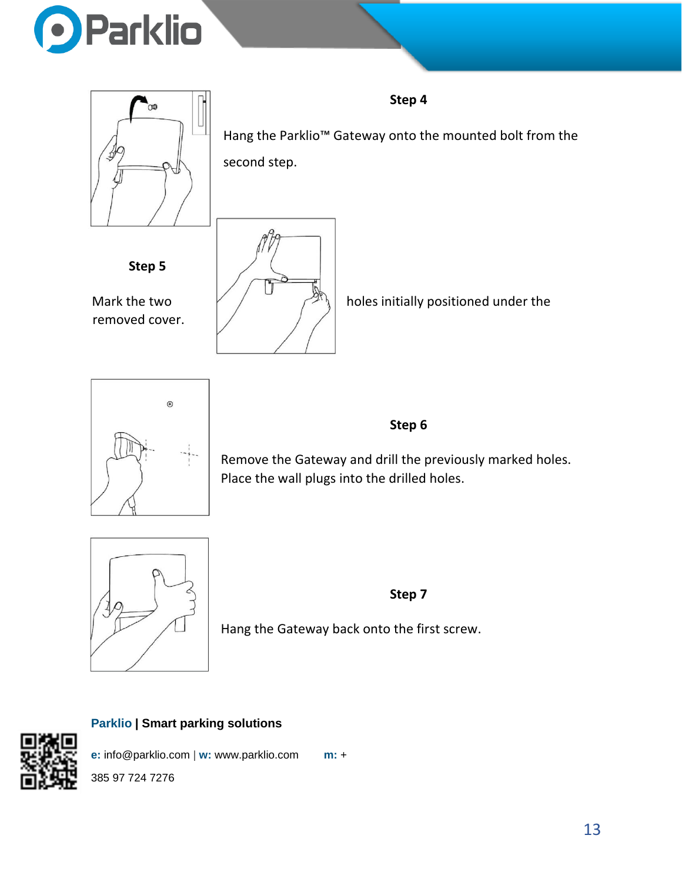**Step 4**

Hang the Parklio™ Gateway onto the mounted bolt from the second step.

**Step 5**

Mark the two holes initially positioned under the removed cover.

**Step 6**

Remove the Gateway and drill the previously marked holes. Place the wall plugs into the drilled holes.

**Step 7**

Hang the Gateway back onto the first screw.

**Parklio | Smart parking solutions**

**e:** info@parklio.com | **w:** www.parklio.com **m:** +385 97 724 7276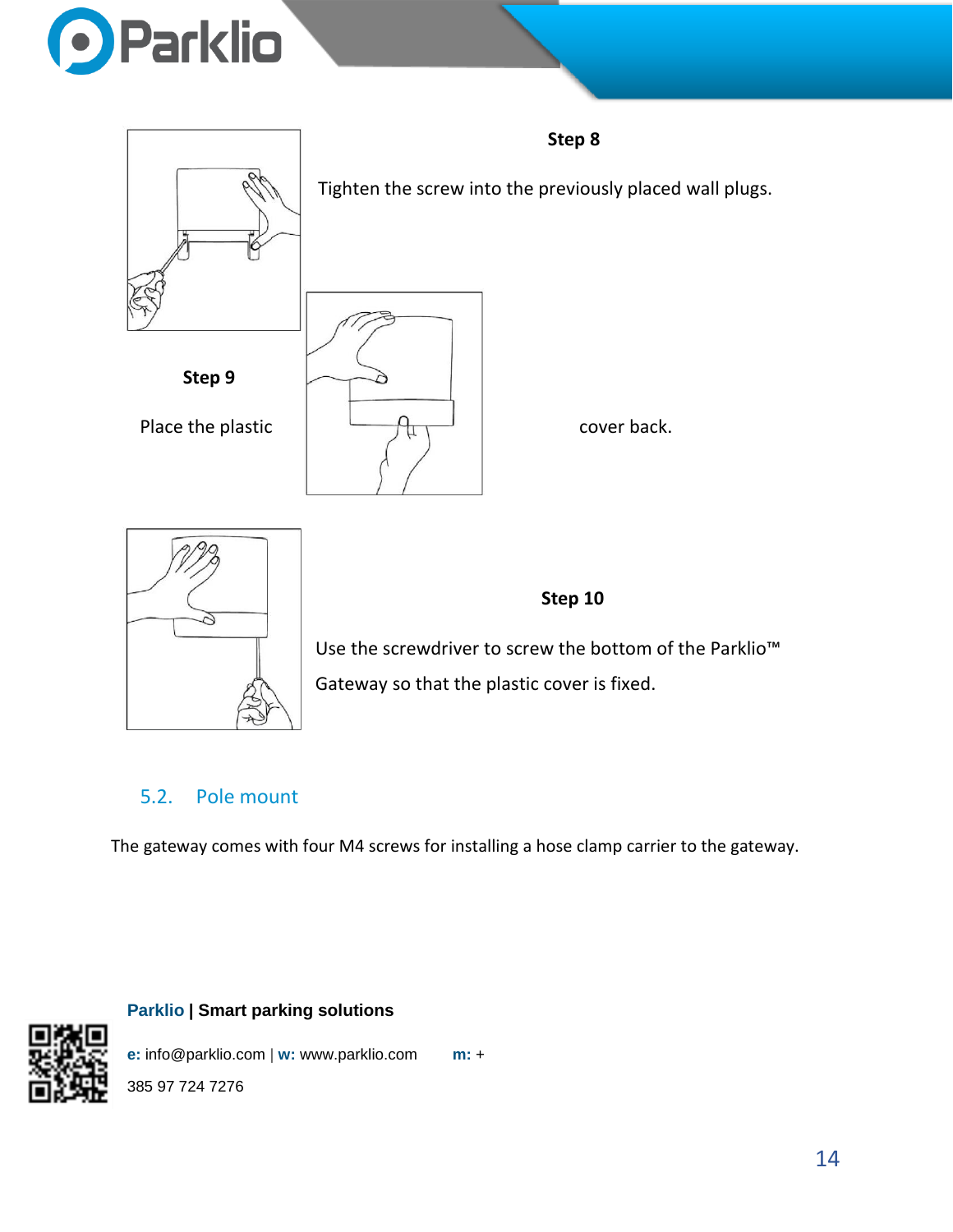**Step 8**

Tighten the screw into the previously placed wall plugs.

**Step 9**

Place the plastic cover back.

**Step 10**

Use the screwdriver to screw the bottom of the Parklio™ Gateway so that the plastic cover is fixed.

## 5.2. Pole mount

The gateway comes with four M4 screws for installing a hose clamp carrier to the gateway.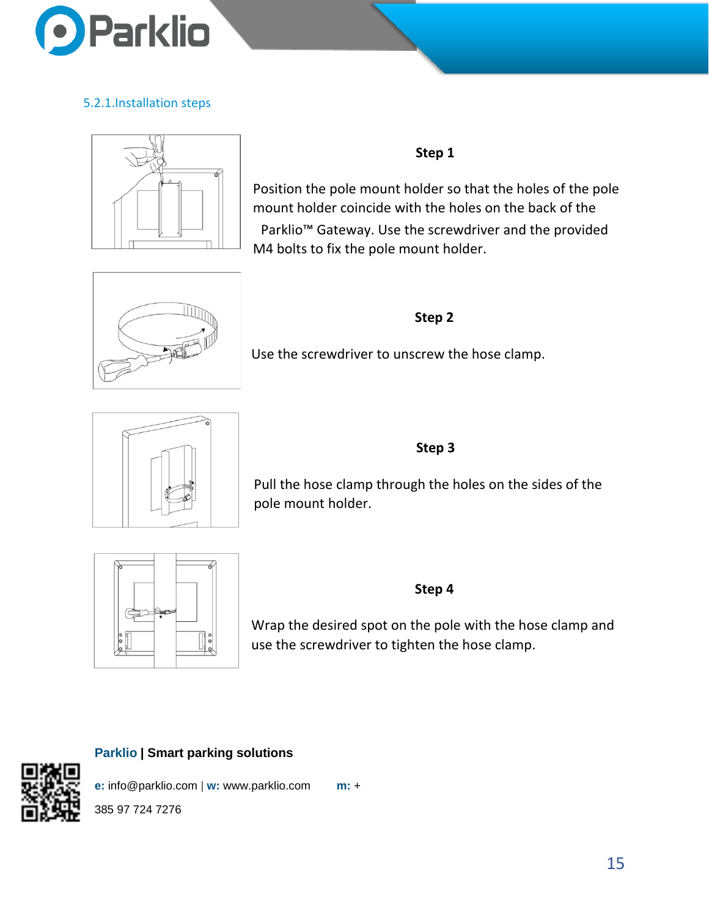### 5.2.1.Installation steps

**Step 1**

Position the pole mount holder so that the holes of the pole mount holder coincide with the holes on the back of the Parklio™ Gateway. Use the screwdriver and the provided M4 bolts to fix the pole mount holder.

**Step 2**

Use the screwdriver to unscrew the hose clamp.

**Step 3**

Pull the hose clamp through the holes on the sides of the pole mount holder.

**Step 4**

Wrap the desired spot on the pole with the hose clamp and use the screwdriver to tighten the hose clamp.

**Parklio | Smart parking solutions**

**e:** info@parklio.com | **w:** www.parklio.com **m:** +385 97 724 7276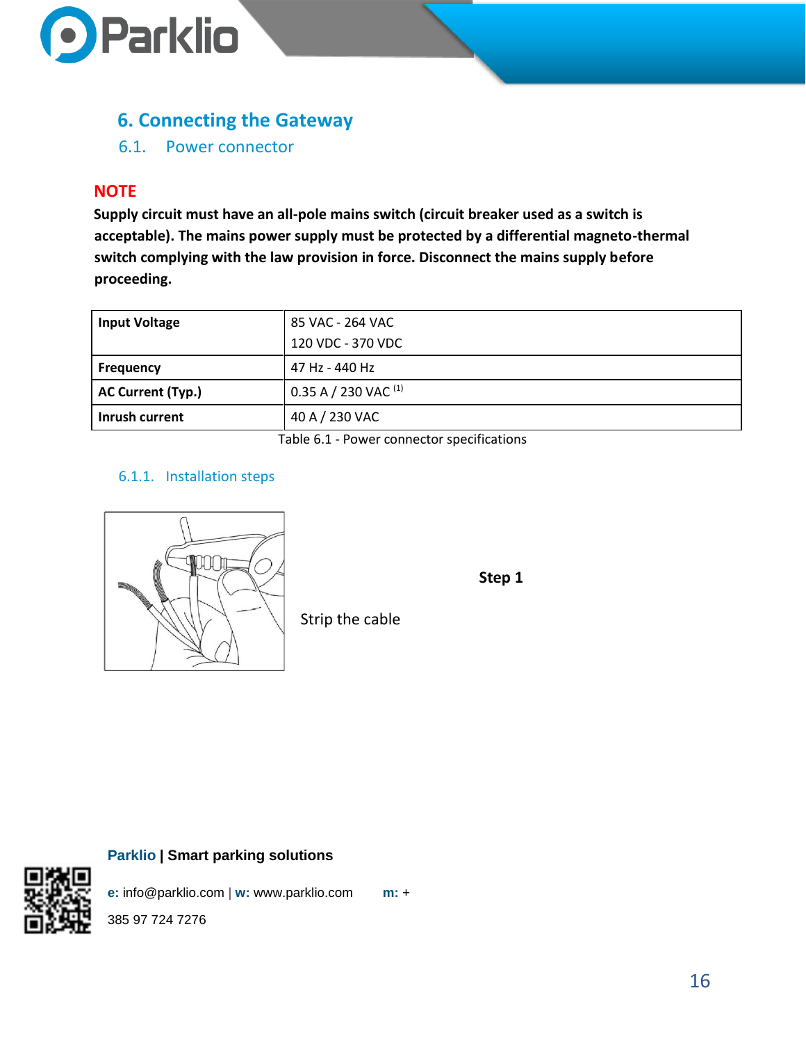## 6. Connecting the Gateway

### 6.1. Power connector

**NOTE**

**Supply circuit must have an all-pole mains switch (circuit breaker used as a switch is acceptable). The mains power supply must be protected by a differential magneto-thermal switch complying with the law provision in force. Disconnect the mains supply before proceeding.**

| | |
|---|---|
| **Input Voltage** | 85 VAC - 264 VAC<br>120 VDC - 370 VDC |
| **Frequency** | 47 Hz - 440 Hz |
| **AC Current (Typ.)** | 0.35 A / 230 VAC (1) |
| **Inrush current** | 40 A / 230 VAC |

Table 6.1 - Power connector specifications

#### 6.1.1. Installation steps

**Step 1**

Strip the cable

**Parklio | Smart parking solutions**

**e:** info@parklio.com | **w:** www.parklio.com **m:** +385 97 724 7276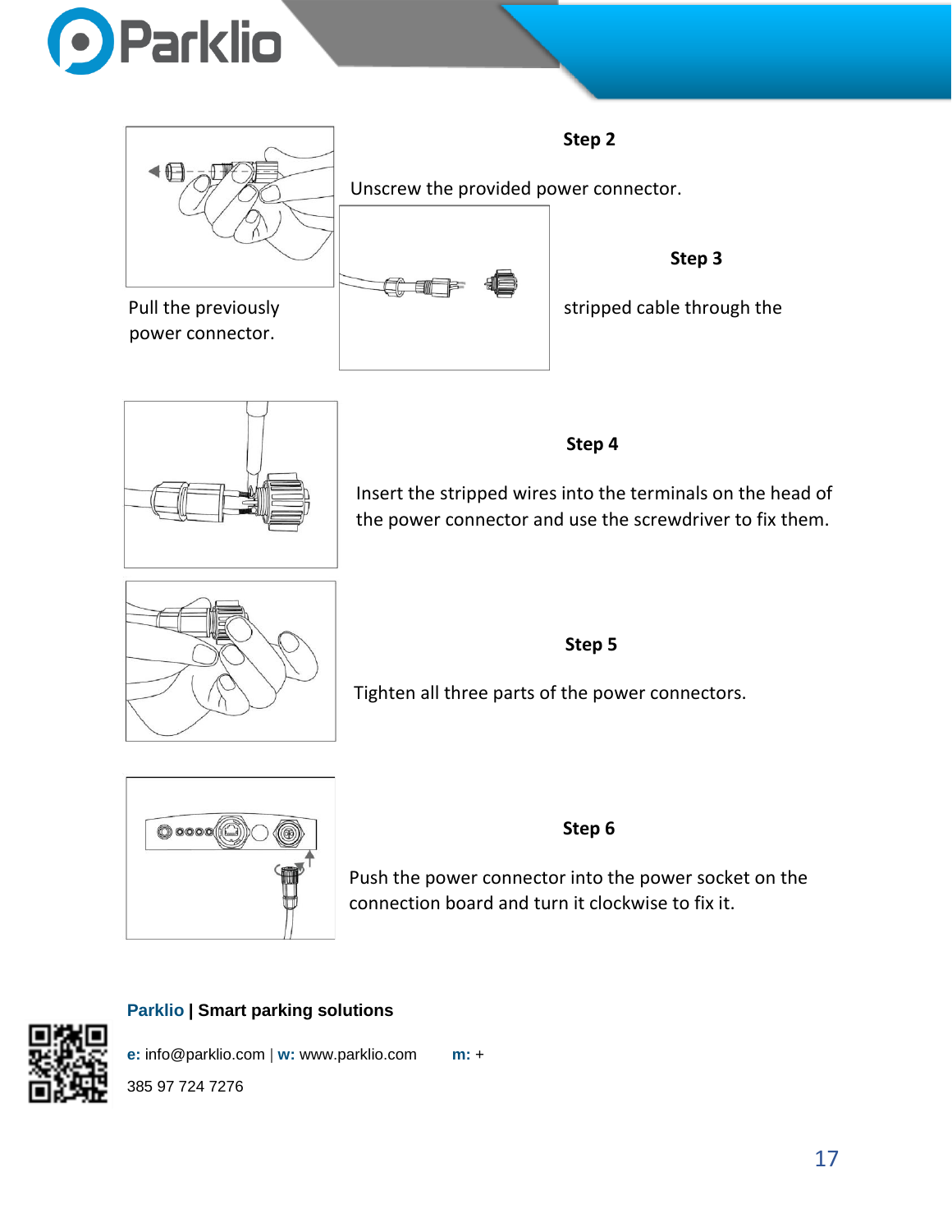**Step 2**

Unscrew the provided power connector.

Pull the previously power connector.

**Step 3**

stripped cable through the

**Step 4**

Insert the stripped wires into the terminals on the head of the power connector and use the screwdriver to fix them.

**Step 5**

Tighten all three parts of the power connectors.

**Step 6**

Push the power connector into the power socket on the connection board and turn it clockwise to fix it.

**Parklio | Smart parking solutions**

**e:** info@parklio.com | **w:** www.parklio.com **m:** + 385 97 724 7276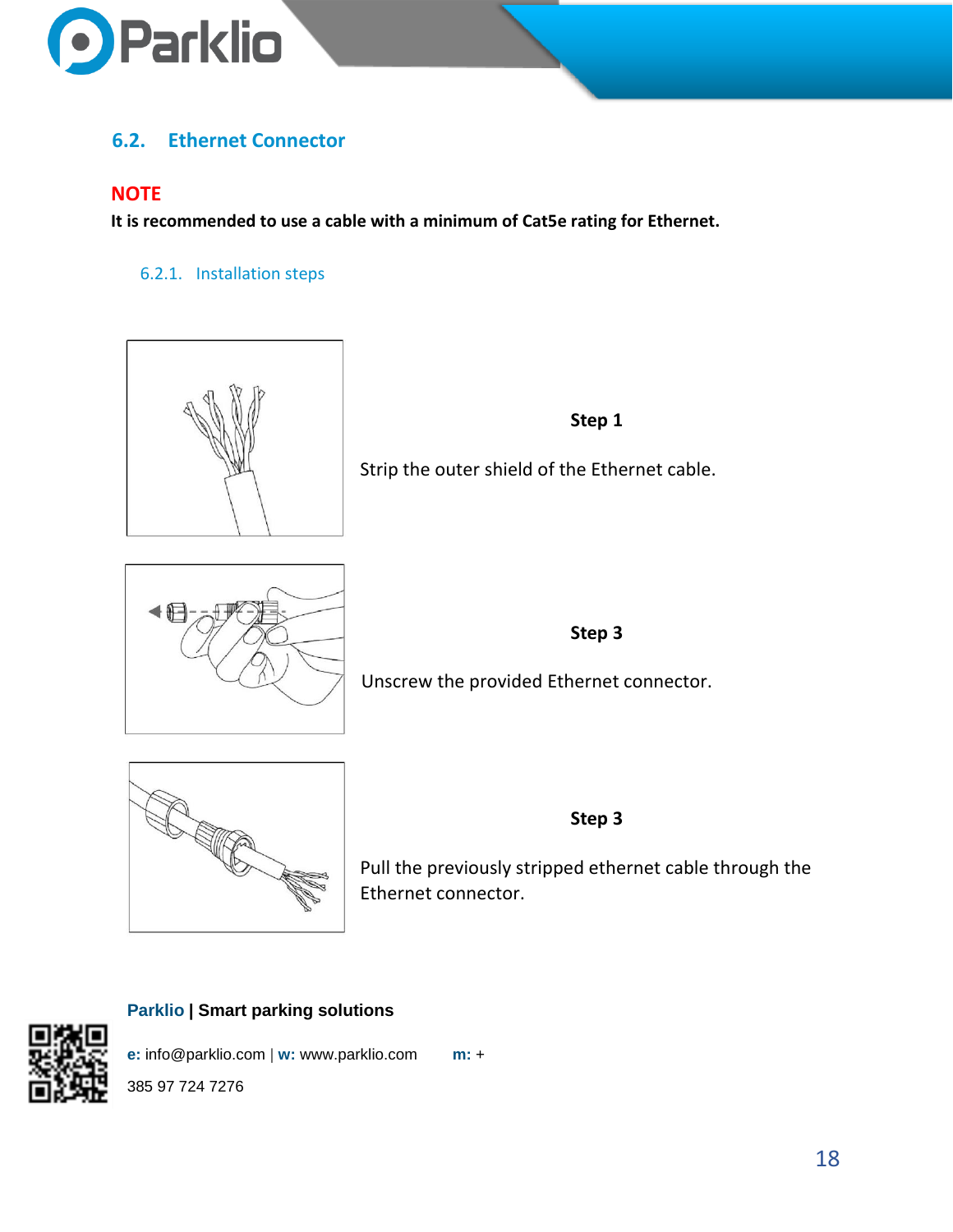## 6.2. Ethernet Connector

**NOTE**

**It is recommended to use a cable with a minimum of Cat5e rating for Ethernet.**

### 6.2.1. Installation steps

**Step 1**

Strip the outer shield of the Ethernet cable.

**Step 3**

Unscrew the provided Ethernet connector.

**Step 3**

Pull the previously stripped ethernet cable through the Ethernet connector.

**Parklio | Smart parking solutions**

**e:** info@parklio.com | **w:** www.parklio.com **m:** +385 97 724 7276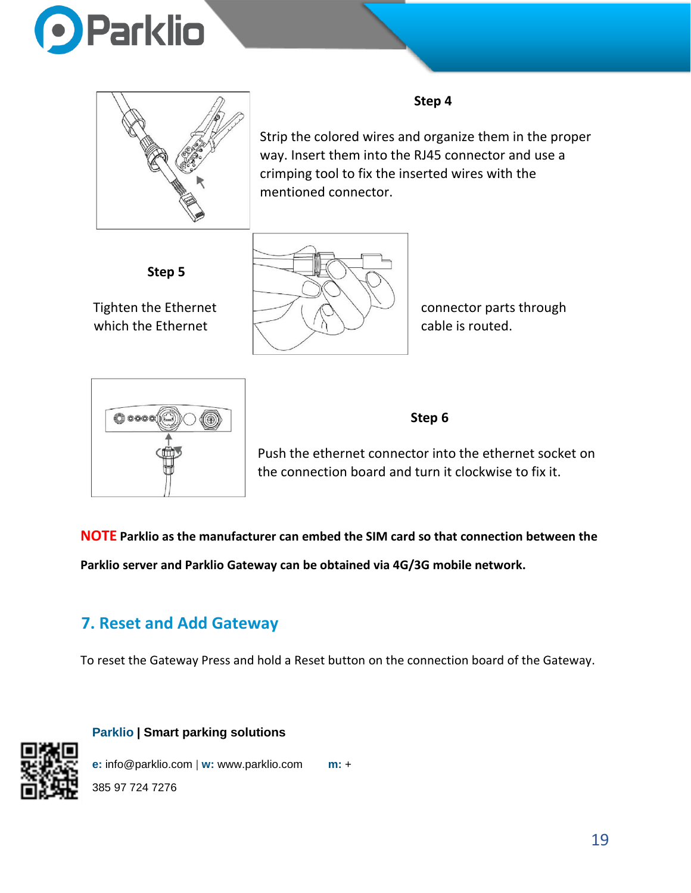### Step 4

Strip the colored wires and organize them in the proper way. Insert them into the RJ45 connector and use a crimping tool to fix the inserted wires with the mentioned connector.

### Step 5

Tighten the Ethernet connector parts through which the Ethernet cable is routed.

### Step 6

Push the ethernet connector into the ethernet socket on the connection board and turn it clockwise to fix it.

**NOTE Parklio as the manufacturer can embed the SIM card so that connection between the Parklio server and Parklio Gateway can be obtained via 4G/3G mobile network.**

## 7. Reset and Add Gateway

To reset the Gateway Press and hold a Reset button on the connection board of the Gateway.

**Parklio | Smart parking solutions**

**e:** info@parklio.com | **w:** www.parklio.com **m:** + 385 97 724 7276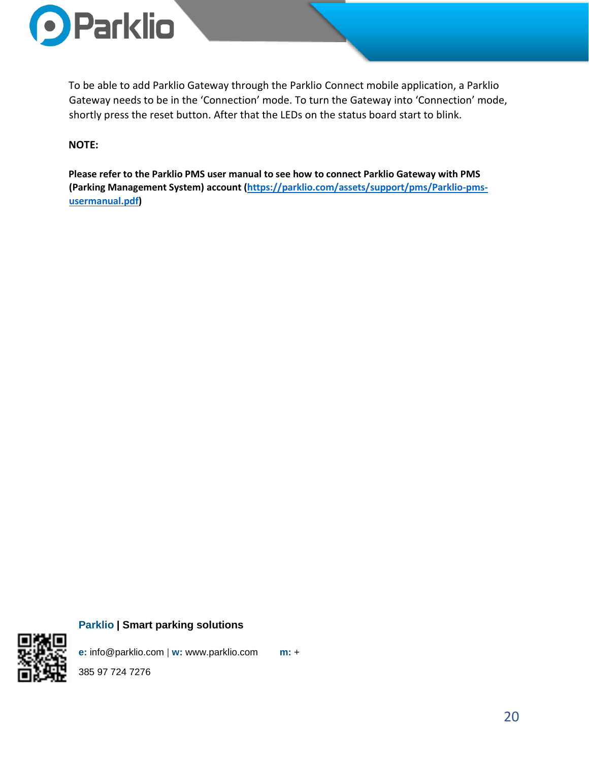To be able to add Parklio Gateway through the Parklio Connect mobile application, a Parklio Gateway needs to be in the 'Connection' mode. To turn the Gateway into 'Connection' mode, shortly press the reset button. After that the LEDs on the status board start to blink.

**NOTE:**

**Please refer to the Parklio PMS user manual to see how to connect Parklio Gateway with PMS (Parking Management System) account ([https://parklio.com/assets/support/pms/Parklio-pms-usermanual.pdf](https://parklio.com/assets/support/pms/Parklio-pms-usermanual.pdf))**